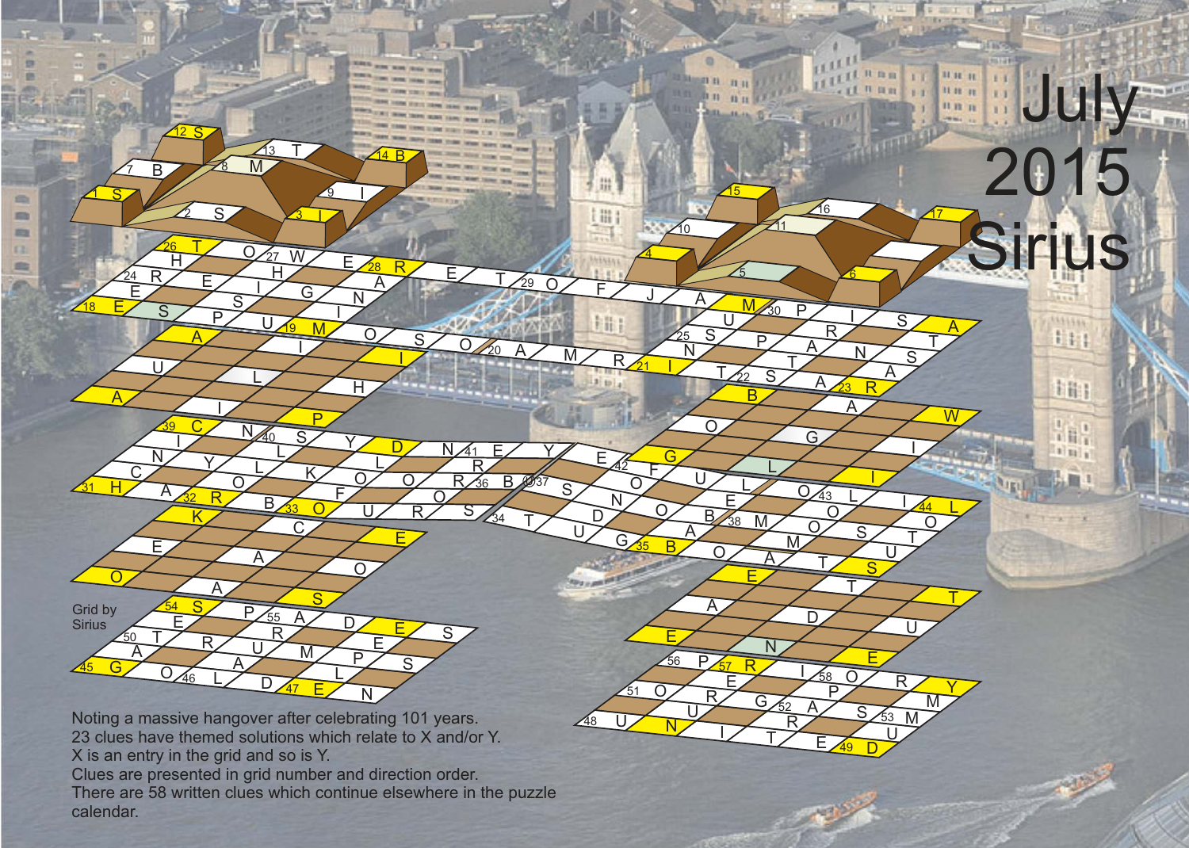# July 2015 Sirius

Grid by Sirius

Noting a massive hangover after celebrating 101 years.
23 clues have themed solutions which relate to X and/or Y.
X is an entry in the grid and so is Y.
Clues are presented in grid number and direction order.
There are 58 written clues which continue elsewhere in the puzzle calendar.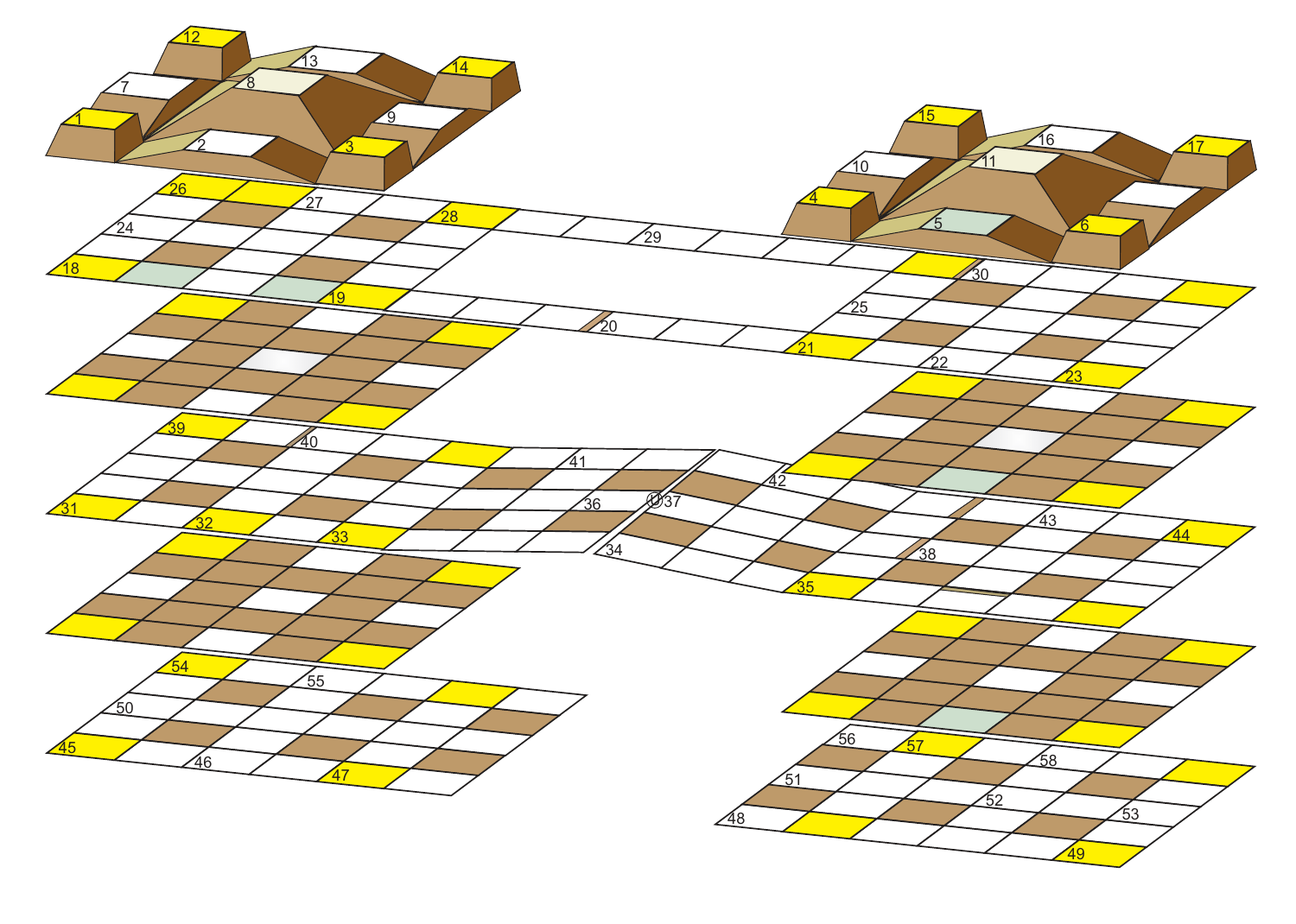12
13
14
7
8
1
9
2
3
15
16
17
10
11
4
5
6
26
27
28
24
29
18
19
30
20
25
21
22
23
39
40
41
42
31
32
33
36
37
34
43
44
38
35
54
55
50
45
46
47
56
57
58
51
52
53
48
49